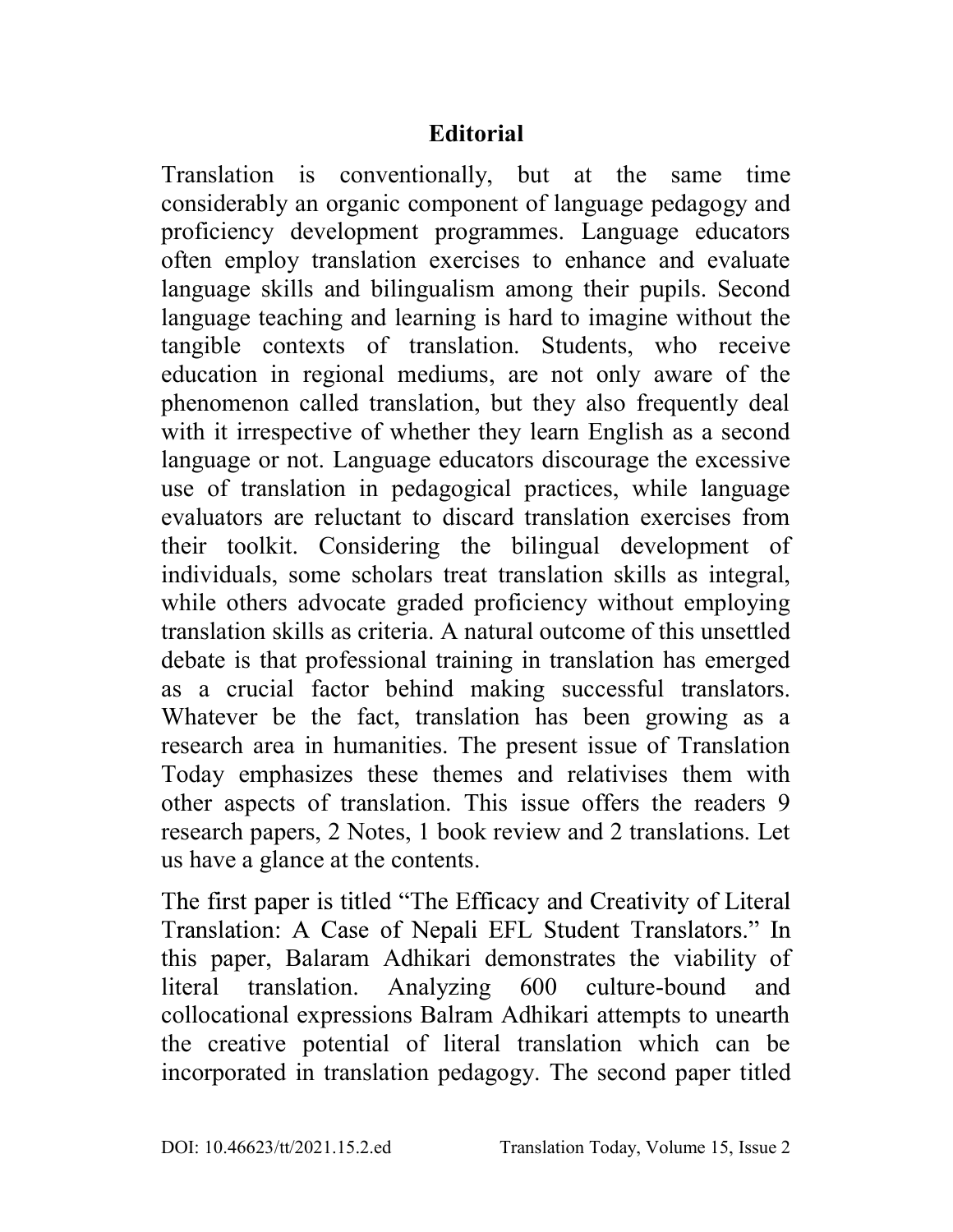# Editorial

Translation is conventionally, but at the same time considerably an organic component of language pedagogy and proficiency development programmes. Language educators often employ translation exercises to enhance and evaluate language skills and bilingualism among their pupils. Second language teaching and learning is hard to imagine without the tangible contexts of translation. Students, who receive education in regional mediums, are not only aware of the phenomenon called translation, but they also frequently deal with it irrespective of whether they learn English as a second language or not. Language educators discourage the excessive use of translation in pedagogical practices, while language evaluators are reluctant to discard translation exercises from their toolkit. Considering the bilingual development of individuals, some scholars treat translation skills as integral, while others advocate graded proficiency without employing translation skills as criteria. A natural outcome of this unsettled debate is that professional training in translation has emerged as a crucial factor behind making successful translators. Whatever be the fact, translation has been growing as a research area in humanities. The present issue of Translation Today emphasizes these themes and relativises them with other aspects of translation. This issue offers the readers 9 research papers, 2 Notes, 1 book review and 2 translations. Let us have a glance at the contents.

The first paper is titled "The Efficacy and Creativity of Literal Translation: A Case of Nepali EFL Student Translators." In this paper, Balaram Adhikari demonstrates the viability of literal translation. Analyzing 600 culture-bound and collocational expressions Balram Adhikari attempts to unearth the creative potential of literal translation which can be incorporated in translation pedagogy. The second paper titled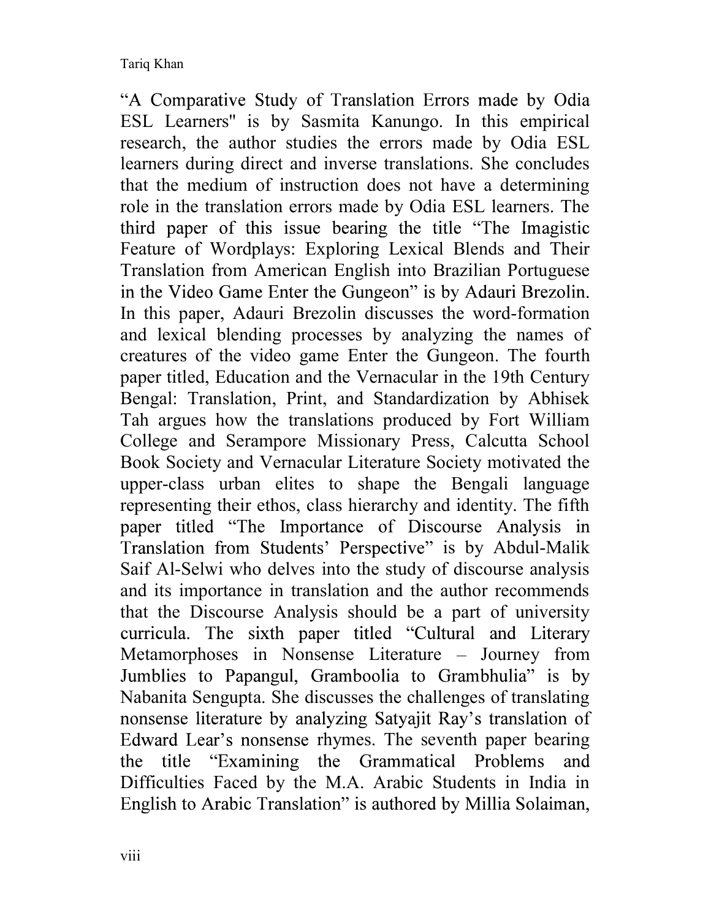"A Comparative Study of Translation Errors made by Odia ESL Learners" is by Sasmita Kanungo. In this empirical research, the author studies the errors made by Odia ESL learners during direct and inverse translations. She concludes that the medium of instruction does not have a determining role in the translation errors made by Odia ESL learners. The third paper of this issue bearing the title "The Imagistic Feature of Wordplays: Exploring Lexical Blends and Their Translation from American English into Brazilian Portuguese in the Video Game Enter the Gungeon" is by Adauri Brezolin. In this paper, Adauri Brezolin discusses the word-formation and lexical blending processes by analyzing the names of creatures of the video game Enter the Gungeon. The fourth paper titled, Education and the Vernacular in the 19th Century Bengal: Translation, Print, and Standardization by Abhisek Tah argues how the translations produced by Fort William College and Serampore Missionary Press, Calcutta School Book Society and Vernacular Literature Society motivated the upper-class urban elites to shape the Bengali language representing their ethos, class hierarchy and identity. The fifth paper titled "The Importance of Discourse Analysis in Translation from Students' Perspective" is by Abdul-Malik Saif Al-Selwi who delves into the study of discourse analysis and its importance in translation and the author recommends that the Discourse Analysis should be a part of university curricula. The sixth paper titled "Cultural and Literary Metamorphoses in Nonsense Literature – Journey from Jumblies to Papangul, Gramboolia to Grambhulia" is by Nabanita Sengupta. She discusses the challenges of translating nonsense literature by analyzing Satyajit Ray's translation of Edward Lear's nonsense rhymes. The seventh paper bearing the title "Examining the Grammatical Problems and Difficulties Faced by the M.A. Arabic Students in India in English to Arabic Translation" is authored by Millia Solaiman,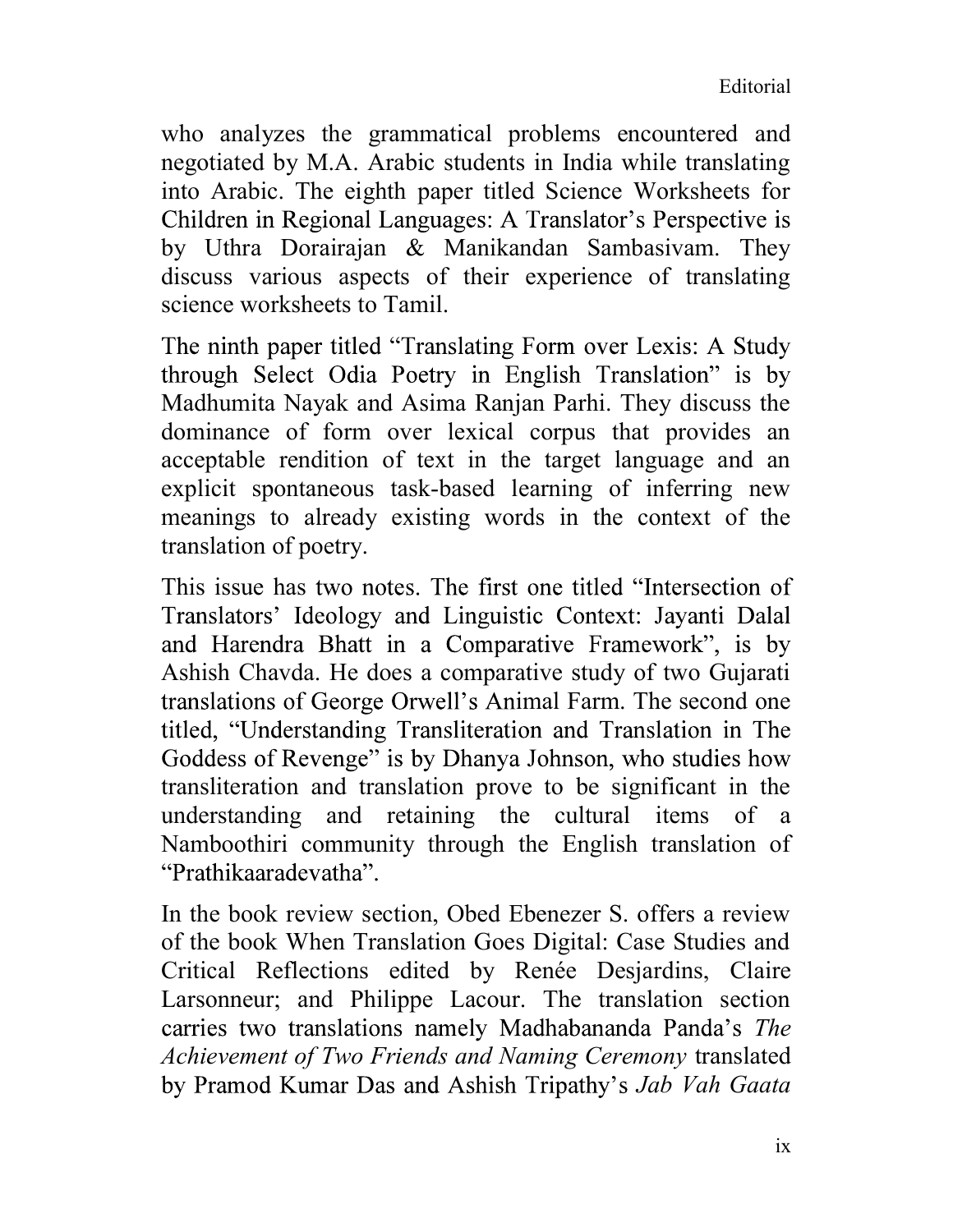who analyzes the grammatical problems encountered and negotiated by M.A. Arabic students in India while translating into Arabic. The eighth paper titled Science Worksheets for Children in Regional Languages: A Translator's Perspective is by Uthra Dorairajan & Manikandan Sambasivam. They discuss various aspects of their experience of translating science worksheets to Tamil.

The ninth paper titled "Translating Form over Lexis: A Study through Select Odia Poetry in English Translation" is by Madhumita Nayak and Asima Ranjan Parhi. They discuss the dominance of form over lexical corpus that provides an acceptable rendition of text in the target language and an explicit spontaneous task-based learning of inferring new meanings to already existing words in the context of the translation of poetry.

This issue has two notes. The first one titled "Intersection of Translators' Ideology and Linguistic Context: Jayanti Dalal and Harendra Bhatt in a Comparative Framework", is by Ashish Chavda. He does a comparative study of two Gujarati translations of George Orwell's Animal Farm. The second one titled, "Understanding Transliteration and Translation in The Goddess of Revenge" is by Dhanya Johnson, who studies how transliteration and translation prove to be significant in the understanding and retaining the cultural items of a Namboothiri community through the English translation of "Prathikaaradevatha".

In the book review section, Obed Ebenezer S. offers a review of the book When Translation Goes Digital: Case Studies and Critical Reflections edited by Renée Desjardins, Claire Larsonneur; and Philippe Lacour. The translation section carries two translations namely Madhabananda Panda's *The Achievement of Two Friends and Naming Ceremony* translated by Pramod Kumar Das and Ashish Tripathy's *Jab Vah Gaata*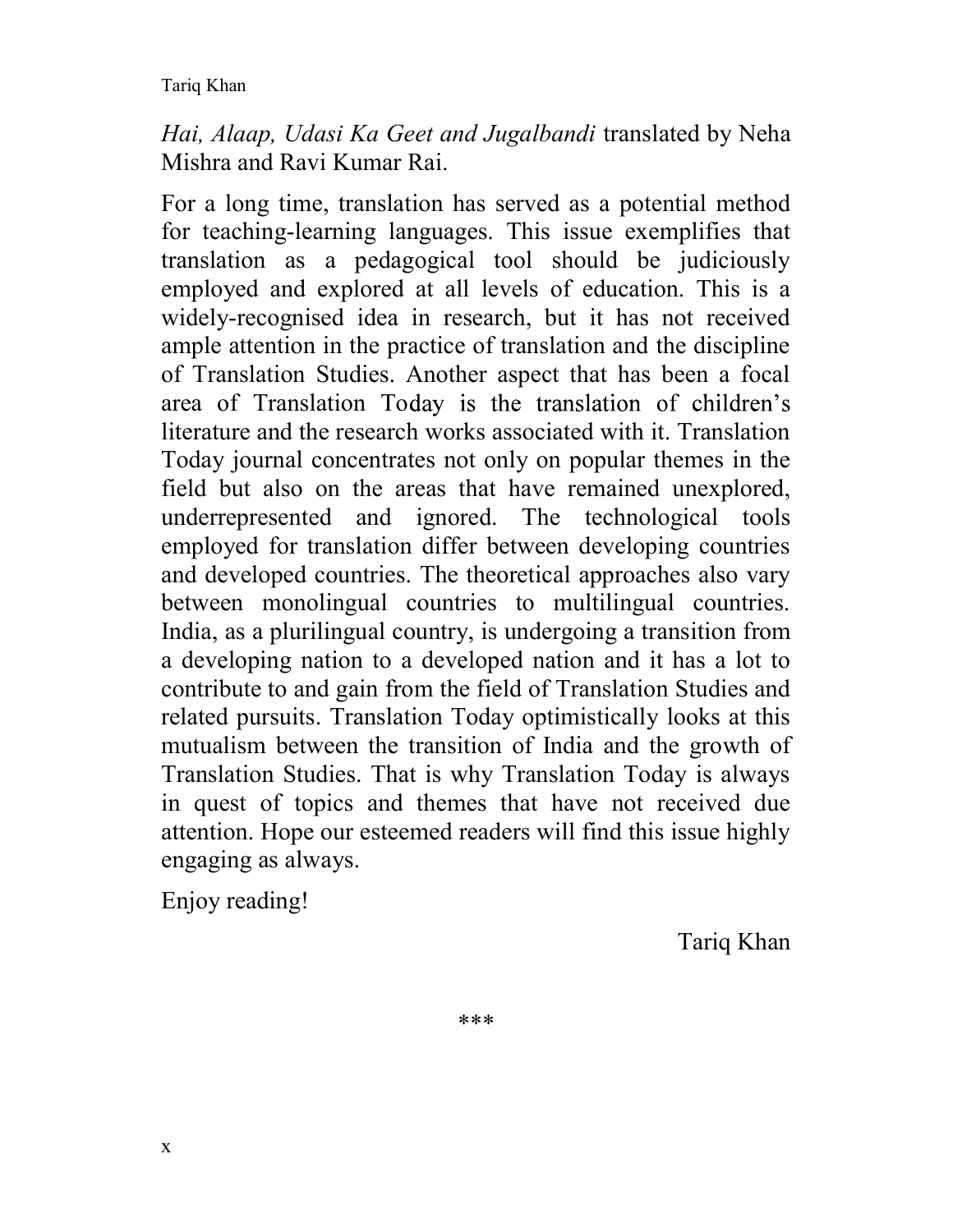*Hai, Alaap, Udasi Ka Geet and Jugalbandi* translated by Neha Mishra and Ravi Kumar Rai.

For a long time, translation has served as a potential method for teaching-learning languages. This issue exemplifies that translation as a pedagogical tool should be judiciously employed and explored at all levels of education. This is a widely-recognised idea in research, but it has not received ample attention in the practice of translation and the discipline of Translation Studies. Another aspect that has been a focal area of Translation Today is the translation of children's literature and the research works associated with it. Translation Today journal concentrates not only on popular themes in the field but also on the areas that have remained unexplored, underrepresented and ignored. The technological tools employed for translation differ between developing countries and developed countries. The theoretical approaches also vary between monolingual countries to multilingual countries. India, as a plurilingual country, is undergoing a transition from a developing nation to a developed nation and it has a lot to contribute to and gain from the field of Translation Studies and related pursuits. Translation Today optimistically looks at this mutualism between the transition of India and the growth of Translation Studies. That is why Translation Today is always in quest of topics and themes that have not received due attention. Hope our esteemed readers will find this issue highly engaging as always.

Enjoy reading!

Tariq Khan

***